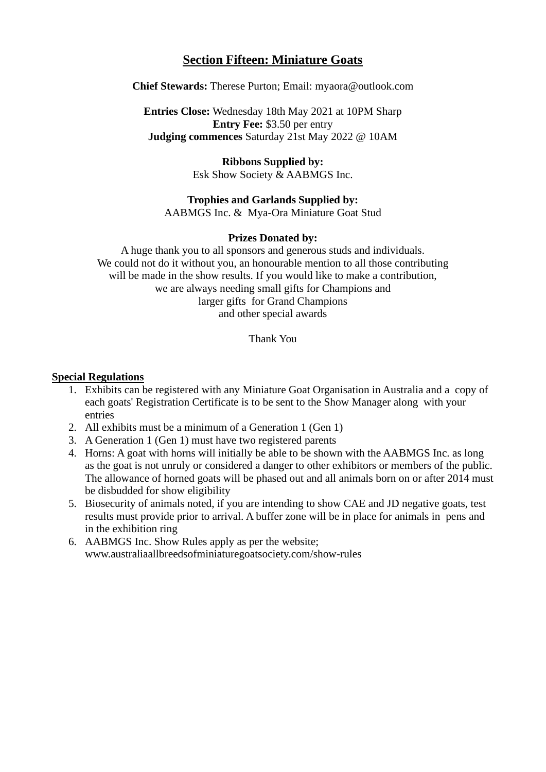# Section Fifteen: Miniature Goats

**Chief Stewards:** Therese Purton; Email: myaora@outlook.com

**Entries Close:** Wednesday 18th May 2021 at 10PM Sharp
**Entry Fee:** $3.50 per entry
**Judging commences** Saturday 21st May 2022 @ 10AM

**Ribbons Supplied by:**
Esk Show Society & AABMGS Inc.

**Trophies and Garlands Supplied by:**
AABMGS Inc. & Mya-Ora Miniature Goat Stud

**Prizes Donated by:**
A huge thank you to all sponsors and generous studs and individuals.
We could not do it without you, an honourable mention to all those contributing will be made in the show results. If you would like to make a contribution, we are always needing small gifts for Champions and larger gifts for Grand Champions and other special awards

Thank You

**Special Regulations**

1. Exhibits can be registered with any Miniature Goat Organisation in Australia and a copy of each goats' Registration Certificate is to be sent to the Show Manager along with your entries
2. All exhibits must be a minimum of a Generation 1 (Gen 1)
3. A Generation 1 (Gen 1) must have two registered parents
4. Horns: A goat with horns will initially be able to be shown with the AABMGS Inc. as long as the goat is not unruly or considered a danger to other exhibitors or members of the public. The allowance of horned goats will be phased out and all animals born on or after 2014 must be disbudded for show eligibility
5. Biosecurity of animals noted, if you are intending to show CAE and JD negative goats, test results must provide prior to arrival. A buffer zone will be in place for animals in pens and in the exhibition ring
6. AABMGS Inc. Show Rules apply as per the website; www.australiaallbreedsofminiaturegoatsociety.com/show-rules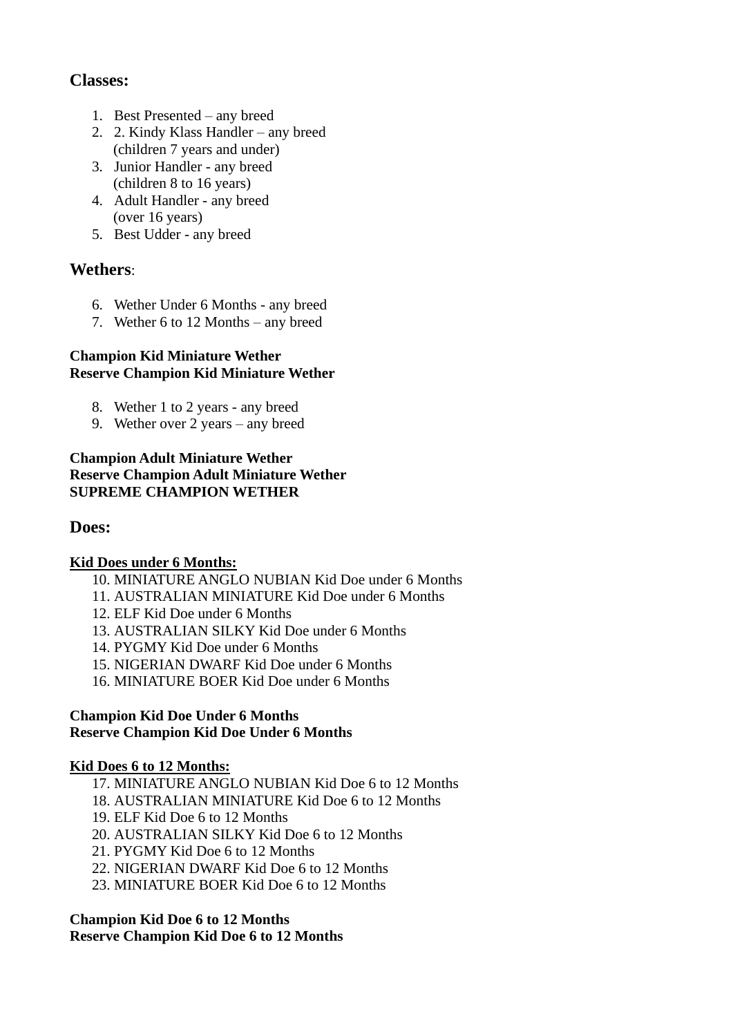## Classes:

1. Best Presented – any breed
2. 2. Kindy Klass Handler – any breed (children 7 years and under)
3. Junior Handler - any breed (children 8 to 16 years)
4. Adult Handler - any breed (over 16 years)
5. Best Udder - any breed

## Wethers:

6. Wether Under 6 Months - any breed
7. Wether 6 to 12 Months – any breed

**Champion Kid Miniature Wether**
**Reserve Champion Kid Miniature Wether**

8. Wether 1 to 2 years - any breed
9. Wether over 2 years – any breed

**Champion Adult Miniature Wether**
**Reserve Champion Adult Miniature Wether**
**SUPREME CHAMPION WETHER**

## Does:

**<u>Kid Does under 6 Months:</u>**

10. MINIATURE ANGLO NUBIAN Kid Doe under 6 Months
11. AUSTRALIAN MINIATURE Kid Doe under 6 Months
12. ELF Kid Doe under 6 Months
13. AUSTRALIAN SILKY Kid Doe under 6 Months
14. PYGMY Kid Doe under 6 Months
15. NIGERIAN DWARF Kid Doe under 6 Months
16. MINIATURE BOER Kid Doe under 6 Months

**Champion Kid Doe Under 6 Months**
**Reserve Champion Kid Doe Under 6 Months**

**<u>Kid Does 6 to 12 Months:</u>**

17. MINIATURE ANGLO NUBIAN Kid Doe 6 to 12 Months
18. AUSTRALIAN MINIATURE Kid Doe 6 to 12 Months
19. ELF Kid Doe 6 to 12 Months
20. AUSTRALIAN SILKY Kid Doe 6 to 12 Months
21. PYGMY Kid Doe 6 to 12 Months
22. NIGERIAN DWARF Kid Doe 6 to 12 Months
23. MINIATURE BOER Kid Doe 6 to 12 Months

**Champion Kid Doe 6 to 12 Months**
**Reserve Champion Kid Doe 6 to 12 Months**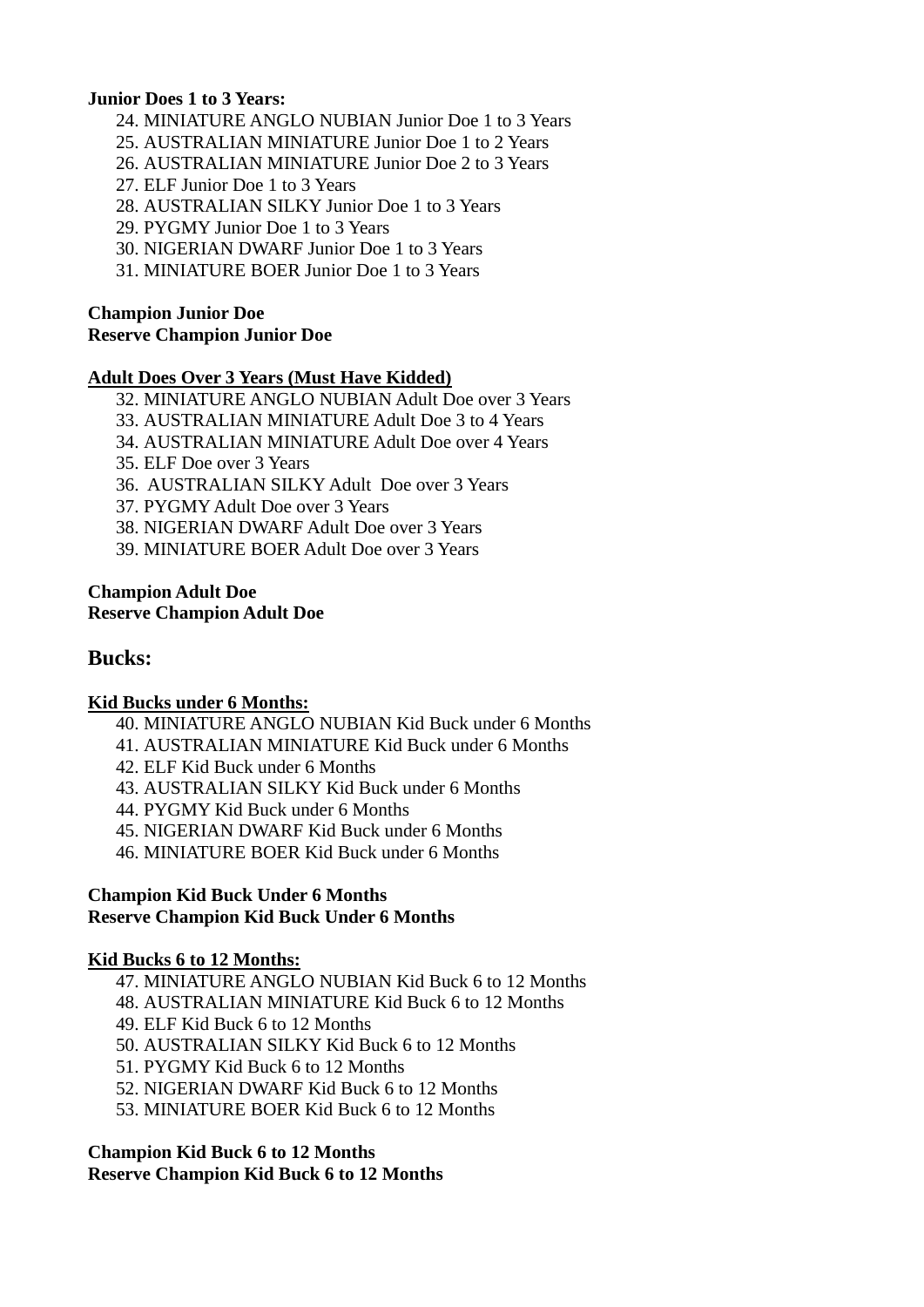**Junior Does 1 to 3 Years:**

24. MINIATURE ANGLO NUBIAN Junior Doe 1 to 3 Years
25. AUSTRALIAN MINIATURE Junior Doe 1 to 2 Years
26. AUSTRALIAN MINIATURE Junior Doe 2 to 3 Years
27. ELF Junior Doe 1 to 3 Years
28. AUSTRALIAN SILKY Junior Doe 1 to 3 Years
29. PYGMY Junior Doe 1 to 3 Years
30. NIGERIAN DWARF Junior Doe 1 to 3 Years
31. MINIATURE BOER Junior Doe 1 to 3 Years

**Champion Junior Doe**
**Reserve Champion Junior Doe**

**Adult Does Over 3 Years (Must Have Kidded)**

32. MINIATURE ANGLO NUBIAN Adult Doe over 3 Years
33. AUSTRALIAN MINIATURE Adult Doe 3 to 4 Years
34. AUSTRALIAN MINIATURE Adult Doe over 4 Years
35. ELF Doe over 3 Years
36. AUSTRALIAN SILKY Adult Doe over 3 Years
37. PYGMY Adult Doe over 3 Years
38. NIGERIAN DWARF Adult Doe over 3 Years
39. MINIATURE BOER Adult Doe over 3 Years

**Champion Adult Doe**
**Reserve Champion Adult Doe**

## Bucks:

**Kid Bucks under 6 Months:**

40. MINIATURE ANGLO NUBIAN Kid Buck under 6 Months
41. AUSTRALIAN MINIATURE Kid Buck under 6 Months
42. ELF Kid Buck under 6 Months
43. AUSTRALIAN SILKY Kid Buck under 6 Months
44. PYGMY Kid Buck under 6 Months
45. NIGERIAN DWARF Kid Buck under 6 Months
46. MINIATURE BOER Kid Buck under 6 Months

**Champion Kid Buck Under 6 Months**
**Reserve Champion Kid Buck Under 6 Months**

**Kid Bucks 6 to 12 Months:**

47. MINIATURE ANGLO NUBIAN Kid Buck 6 to 12 Months
48. AUSTRALIAN MINIATURE Kid Buck 6 to 12 Months
49. ELF Kid Buck 6 to 12 Months
50. AUSTRALIAN SILKY Kid Buck 6 to 12 Months
51. PYGMY Kid Buck 6 to 12 Months
52. NIGERIAN DWARF Kid Buck 6 to 12 Months
53. MINIATURE BOER Kid Buck 6 to 12 Months

**Champion Kid Buck 6 to 12 Months**
**Reserve Champion Kid Buck 6 to 12 Months**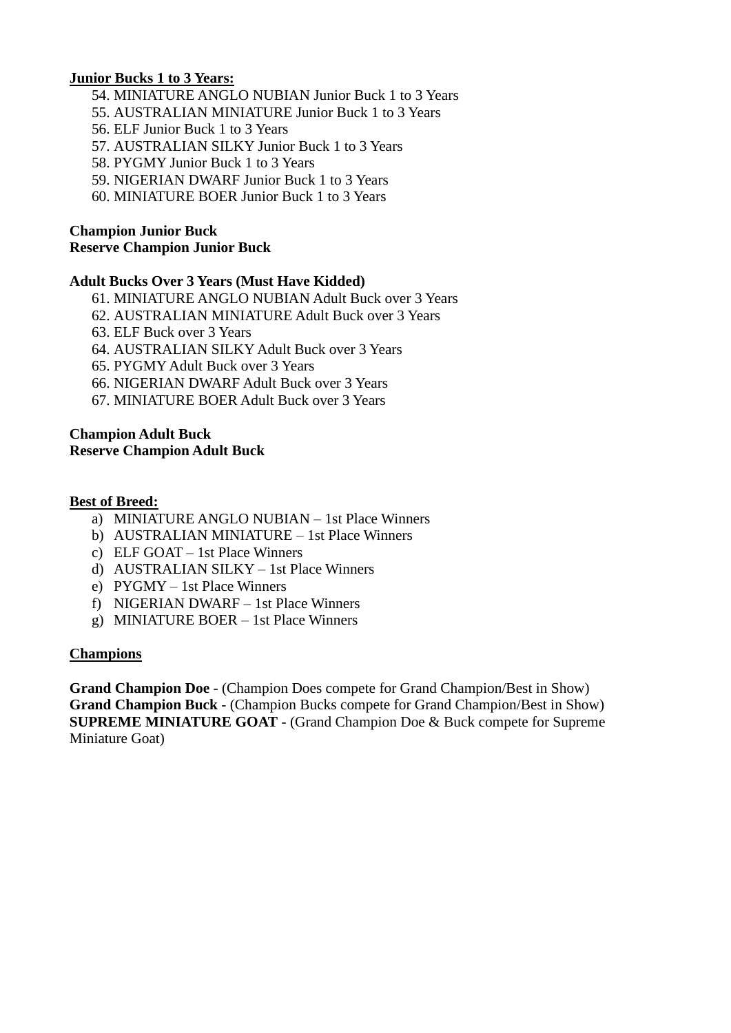**Junior Bucks 1 to 3 Years:**

54. MINIATURE ANGLO NUBIAN Junior Buck 1 to 3 Years
55. AUSTRALIAN MINIATURE Junior Buck 1 to 3 Years
56. ELF Junior Buck 1 to 3 Years
57. AUSTRALIAN SILKY Junior Buck 1 to 3 Years
58. PYGMY Junior Buck 1 to 3 Years
59. NIGERIAN DWARF Junior Buck 1 to 3 Years
60. MINIATURE BOER Junior Buck 1 to 3 Years

**Champion Junior Buck**
**Reserve Champion Junior Buck**

**Adult Bucks Over 3 Years (Must Have Kidded)**

61. MINIATURE ANGLO NUBIAN Adult Buck over 3 Years
62. AUSTRALIAN MINIATURE Adult Buck over 3 Years
63. ELF Buck over 3 Years
64. AUSTRALIAN SILKY Adult Buck over 3 Years
65. PYGMY Adult Buck over 3 Years
66. NIGERIAN DWARF Adult Buck over 3 Years
67. MINIATURE BOER Adult Buck over 3 Years

**Champion Adult Buck**
**Reserve Champion Adult Buck**

**Best of Breed:**

a) MINIATURE ANGLO NUBIAN – 1st Place Winners
b) AUSTRALIAN MINIATURE – 1st Place Winners
c) ELF GOAT – 1st Place Winners
d) AUSTRALIAN SILKY – 1st Place Winners
e) PYGMY – 1st Place Winners
f) NIGERIAN DWARF – 1st Place Winners
g) MINIATURE BOER – 1st Place Winners

**Champions**

**Grand Champion Doe** - (Champion Does compete for Grand Champion/Best in Show)
**Grand Champion Buck** - (Champion Bucks compete for Grand Champion/Best in Show)
**SUPREME MINIATURE GOAT** - (Grand Champion Doe & Buck compete for Supreme Miniature Goat)